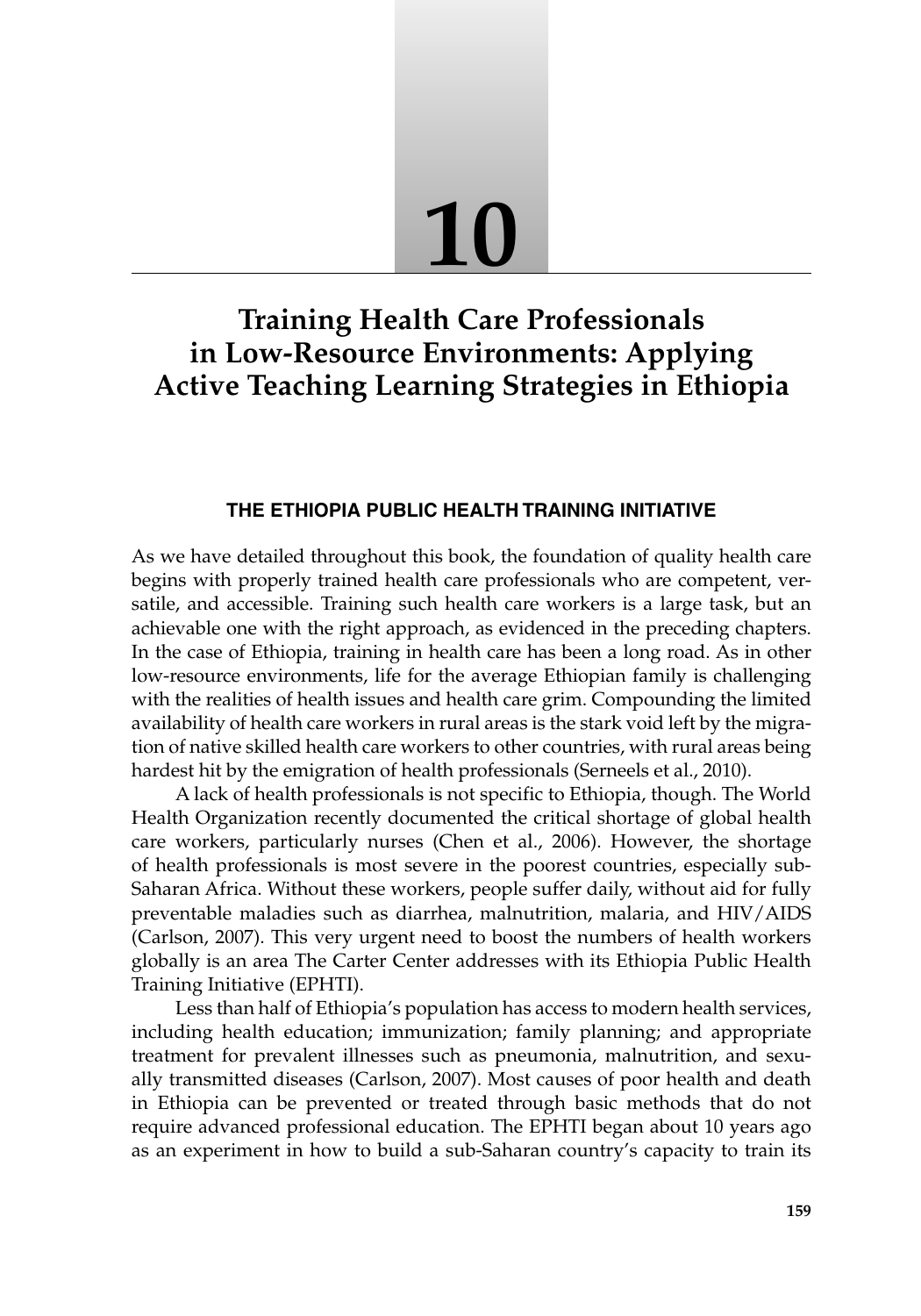# 10

# Training Health Care Professionals in Low-Resource Environments: Applying Active Teaching Learning Strategies in Ethiopia

## THE ETHIOPIA PUBLIC HEALTH TRAINING INITIATIVE

As we have detailed throughout this book, the foundation of quality health care begins with properly trained health care professionals who are competent, versatile, and accessible. Training such health care workers is a large task, but an achievable one with the right approach, as evidenced in the preceding chapters. In the case of Ethiopia, training in health care has been a long road. As in other low-resource environments, life for the average Ethiopian family is challenging with the realities of health issues and health care grim. Compounding the limited availability of health care workers in rural areas is the stark void left by the migration of native skilled health care workers to other countries, with rural areas being hardest hit by the emigration of health professionals (Serneels et al., 2010).

A lack of health professionals is not specific to Ethiopia, though. The World Health Organization recently documented the critical shortage of global health care workers, particularly nurses (Chen et al., 2006). However, the shortage of health professionals is most severe in the poorest countries, especially sub-Saharan Africa. Without these workers, people suffer daily, without aid for fully preventable maladies such as diarrhea, malnutrition, malaria, and HIV/AIDS (Carlson, 2007). This very urgent need to boost the numbers of health workers globally is an area The Carter Center addresses with its Ethiopia Public Health Training Initiative (EPHTI).

Less than half of Ethiopia's population has access to modern health services, including health education; immunization; family planning; and appropriate treatment for prevalent illnesses such as pneumonia, malnutrition, and sexually transmitted diseases (Carlson, 2007). Most causes of poor health and death in Ethiopia can be prevented or treated through basic methods that do not require advanced professional education. The EPHTI began about 10 years ago as an experiment in how to build a sub-Saharan country's capacity to train its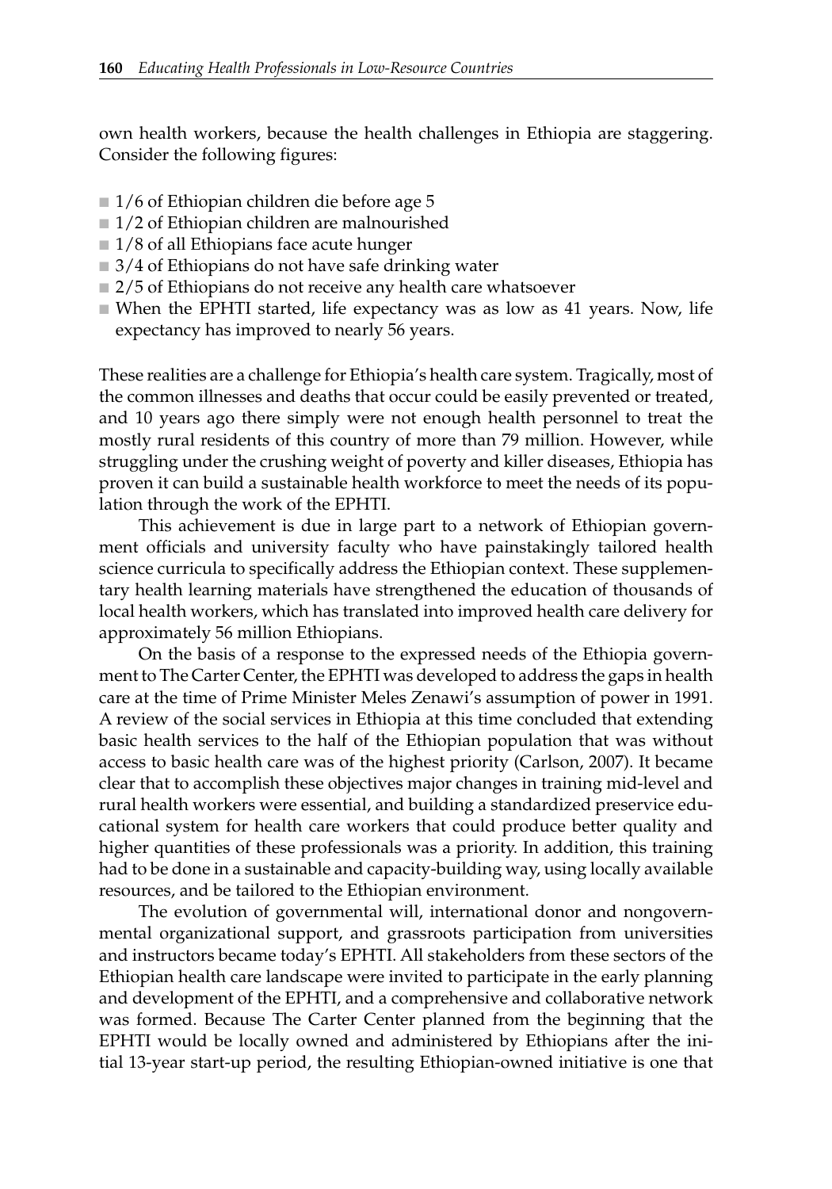own health workers, because the health challenges in Ethiopia are staggering. Consider the following figures:

- 1/6 of Ethiopian children die before age 5
- 1/2 of Ethiopian children are malnourished
- 1/8 of all Ethiopians face acute hunger
- 3/4 of Ethiopians do not have safe drinking water
- 2/5 of Ethiopians do not receive any health care whatsoever
- When the EPHTI started, life expectancy was as low as 41 years. Now, life expectancy has improved to nearly 56 years.

These realities are a challenge for Ethiopia's health care system. Tragically, most of the common illnesses and deaths that occur could be easily prevented or treated, and 10 years ago there simply were not enough health personnel to treat the mostly rural residents of this country of more than 79 million. However, while struggling under the crushing weight of poverty and killer diseases, Ethiopia has proven it can build a sustainable health workforce to meet the needs of its population through the work of the EPHTI.

This achievement is due in large part to a network of Ethiopian government officials and university faculty who have painstakingly tailored health science curricula to specifically address the Ethiopian context. These supplementary health learning materials have strengthened the education of thousands of local health workers, which has translated into improved health care delivery for approximately 56 million Ethiopians.

On the basis of a response to the expressed needs of the Ethiopia government to The Carter Center, the EPHTI was developed to address the gaps in health care at the time of Prime Minister Meles Zenawi's assumption of power in 1991. A review of the social services in Ethiopia at this time concluded that extending basic health services to the half of the Ethiopian population that was without access to basic health care was of the highest priority (Carlson, 2007). It became clear that to accomplish these objectives major changes in training mid-level and rural health workers were essential, and building a standardized preservice educational system for health care workers that could produce better quality and higher quantities of these professionals was a priority. In addition, this training had to be done in a sustainable and capacity-building way, using locally available resources, and be tailored to the Ethiopian environment.

The evolution of governmental will, international donor and nongovernmental organizational support, and grassroots participation from universities and instructors became today's EPHTI. All stakeholders from these sectors of the Ethiopian health care landscape were invited to participate in the early planning and development of the EPHTI, and a comprehensive and collaborative network was formed. Because The Carter Center planned from the beginning that the EPHTI would be locally owned and administered by Ethiopians after the initial 13-year start-up period, the resulting Ethiopian-owned initiative is one that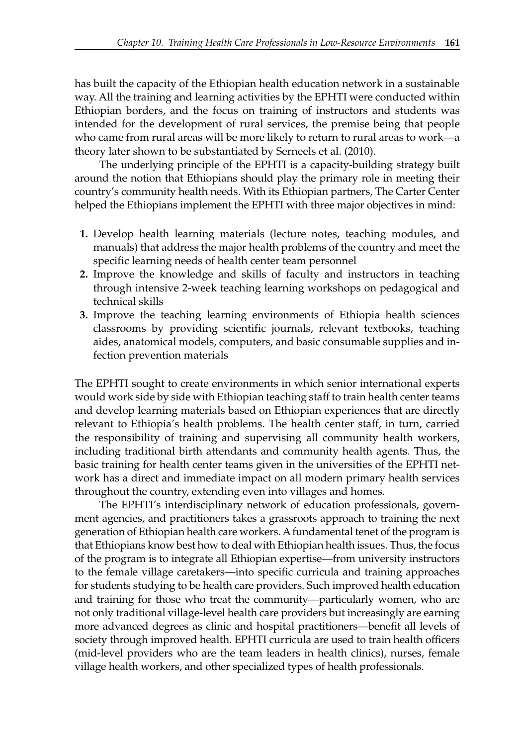has built the capacity of the Ethiopian health education network in a sustainable way. All the training and learning activities by the EPHTI were conducted within Ethiopian borders, and the focus on training of instructors and students was intended for the development of rural services, the premise being that people who came from rural areas will be more likely to return to rural areas to work—a theory later shown to be substantiated by Serneels et al. (2010).

The underlying principle of the EPHTI is a capacity-building strategy built around the notion that Ethiopians should play the primary role in meeting their country's community health needs. With its Ethiopian partners, The Carter Center helped the Ethiopians implement the EPHTI with three major objectives in mind:

1. Develop health learning materials (lecture notes, teaching modules, and manuals) that address the major health problems of the country and meet the specific learning needs of health center team personnel
2. Improve the knowledge and skills of faculty and instructors in teaching through intensive 2-week teaching learning workshops on pedagogical and technical skills
3. Improve the teaching learning environments of Ethiopia health sciences classrooms by providing scientific journals, relevant textbooks, teaching aides, anatomical models, computers, and basic consumable supplies and infection prevention materials

The EPHTI sought to create environments in which senior international experts would work side by side with Ethiopian teaching staff to train health center teams and develop learning materials based on Ethiopian experiences that are directly relevant to Ethiopia's health problems. The health center staff, in turn, carried the responsibility of training and supervising all community health workers, including traditional birth attendants and community health agents. Thus, the basic training for health center teams given in the universities of the EPHTI network has a direct and immediate impact on all modern primary health services throughout the country, extending even into villages and homes.

The EPHTI's interdisciplinary network of education professionals, government agencies, and practitioners takes a grassroots approach to training the next generation of Ethiopian health care workers. A fundamental tenet of the program is that Ethiopians know best how to deal with Ethiopian health issues. Thus, the focus of the program is to integrate all Ethiopian expertise—from university instructors to the female village caretakers—into specific curricula and training approaches for students studying to be health care providers. Such improved health education and training for those who treat the community—particularly women, who are not only traditional village-level health care providers but increasingly are earning more advanced degrees as clinic and hospital practitioners—benefit all levels of society through improved health. EPHTI curricula are used to train health officers (mid-level providers who are the team leaders in health clinics), nurses, female village health workers, and other specialized types of health professionals.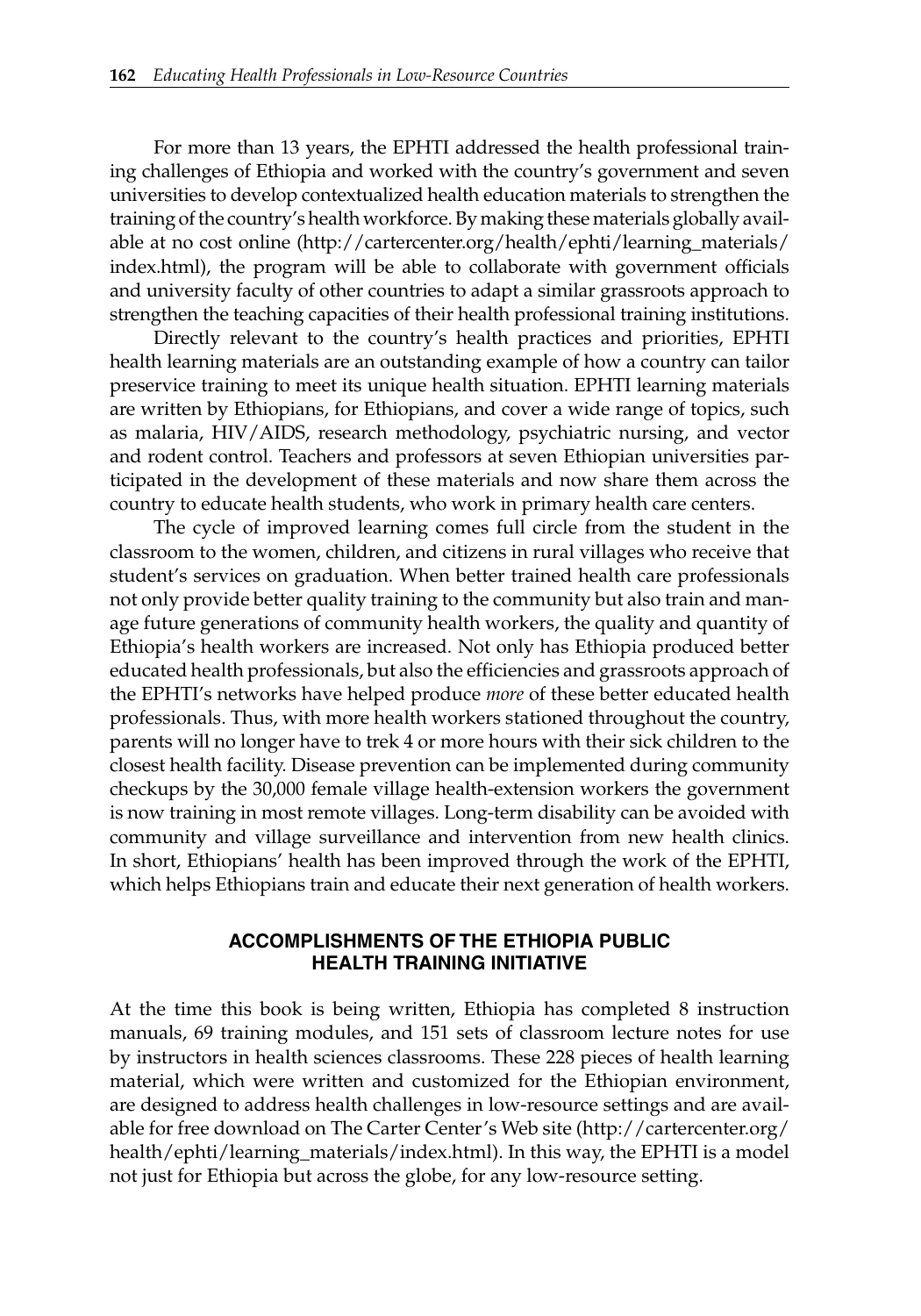For more than 13 years, the EPHTI addressed the health professional training challenges of Ethiopia and worked with the country's government and seven universities to develop contextualized health education materials to strengthen the training of the country's health workforce. By making these materials globally available at no cost online (http://cartercenter.org/health/ephti/learning_materials/index.html), the program will be able to collaborate with government officials and university faculty of other countries to adapt a similar grassroots approach to strengthen the teaching capacities of their health professional training institutions.

Directly relevant to the country's health practices and priorities, EPHTI health learning materials are an outstanding example of how a country can tailor preservice training to meet its unique health situation. EPHTI learning materials are written by Ethiopians, for Ethiopians, and cover a wide range of topics, such as malaria, HIV/AIDS, research methodology, psychiatric nursing, and vector and rodent control. Teachers and professors at seven Ethiopian universities participated in the development of these materials and now share them across the country to educate health students, who work in primary health care centers.

The cycle of improved learning comes full circle from the student in the classroom to the women, children, and citizens in rural villages who receive that student's services on graduation. When better trained health care professionals not only provide better quality training to the community but also train and manage future generations of community health workers, the quality and quantity of Ethiopia's health workers are increased. Not only has Ethiopia produced better educated health professionals, but also the efficiencies and grassroots approach of the EPHTI's networks have helped produce *more* of these better educated health professionals. Thus, with more health workers stationed throughout the country, parents will no longer have to trek 4 or more hours with their sick children to the closest health facility. Disease prevention can be implemented during community checkups by the 30,000 female village health-extension workers the government is now training in most remote villages. Long-term disability can be avoided with community and village surveillance and intervention from new health clinics. In short, Ethiopians' health has been improved through the work of the EPHTI, which helps Ethiopians train and educate their next generation of health workers.

## ACCOMPLISHMENTS OF THE ETHIOPIA PUBLIC HEALTH TRAINING INITIATIVE

At the time this book is being written, Ethiopia has completed 8 instruction manuals, 69 training modules, and 151 sets of classroom lecture notes for use by instructors in health sciences classrooms. These 228 pieces of health learning material, which were written and customized for the Ethiopian environment, are designed to address health challenges in low-resource settings and are available for free download on The Carter Center's Web site (http://cartercenter.org/health/ephti/learning_materials/index.html). In this way, the EPHTI is a model not just for Ethiopia but across the globe, for any low-resource setting.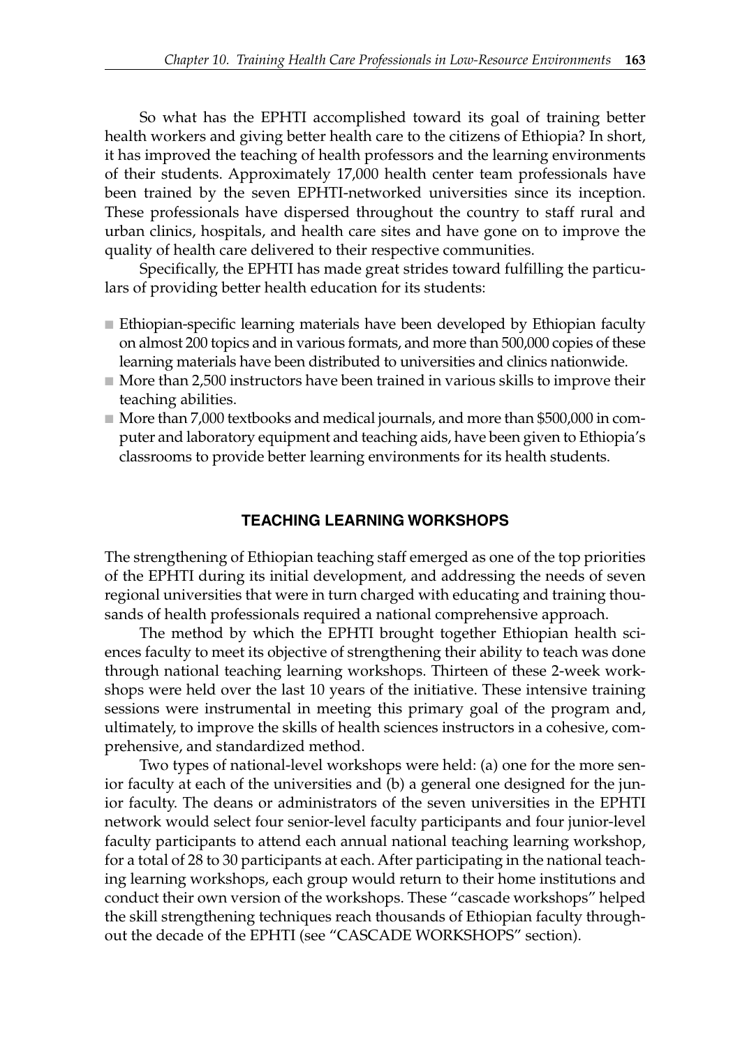So what has the EPHTI accomplished toward its goal of training better health workers and giving better health care to the citizens of Ethiopia? In short, it has improved the teaching of health professors and the learning environments of their students. Approximately 17,000 health center team professionals have been trained by the seven EPHTI-networked universities since its inception. These professionals have dispersed throughout the country to staff rural and urban clinics, hospitals, and health care sites and have gone on to improve the quality of health care delivered to their respective communities.

Specifically, the EPHTI has made great strides toward fulfilling the particulars of providing better health education for its students:

- Ethiopian-specific learning materials have been developed by Ethiopian faculty on almost 200 topics and in various formats, and more than 500,000 copies of these learning materials have been distributed to universities and clinics nationwide.
- More than 2,500 instructors have been trained in various skills to improve their teaching abilities.
- More than 7,000 textbooks and medical journals, and more than $500,000 in computer and laboratory equipment and teaching aids, have been given to Ethiopia's classrooms to provide better learning environments for its health students.

## TEACHING LEARNING WORKSHOPS

The strengthening of Ethiopian teaching staff emerged as one of the top priorities of the EPHTI during its initial development, and addressing the needs of seven regional universities that were in turn charged with educating and training thousands of health professionals required a national comprehensive approach.

The method by which the EPHTI brought together Ethiopian health sciences faculty to meet its objective of strengthening their ability to teach was done through national teaching learning workshops. Thirteen of these 2-week workshops were held over the last 10 years of the initiative. These intensive training sessions were instrumental in meeting this primary goal of the program and, ultimately, to improve the skills of health sciences instructors in a cohesive, comprehensive, and standardized method.

Two types of national-level workshops were held: (a) one for the more senior faculty at each of the universities and (b) a general one designed for the junior faculty. The deans or administrators of the seven universities in the EPHTI network would select four senior-level faculty participants and four junior-level faculty participants to attend each annual national teaching learning workshop, for a total of 28 to 30 participants at each. After participating in the national teaching learning workshops, each group would return to their home institutions and conduct their own version of the workshops. These "cascade workshops" helped the skill strengthening techniques reach thousands of Ethiopian faculty throughout the decade of the EPHTI (see "CASCADE WORKSHOPS" section).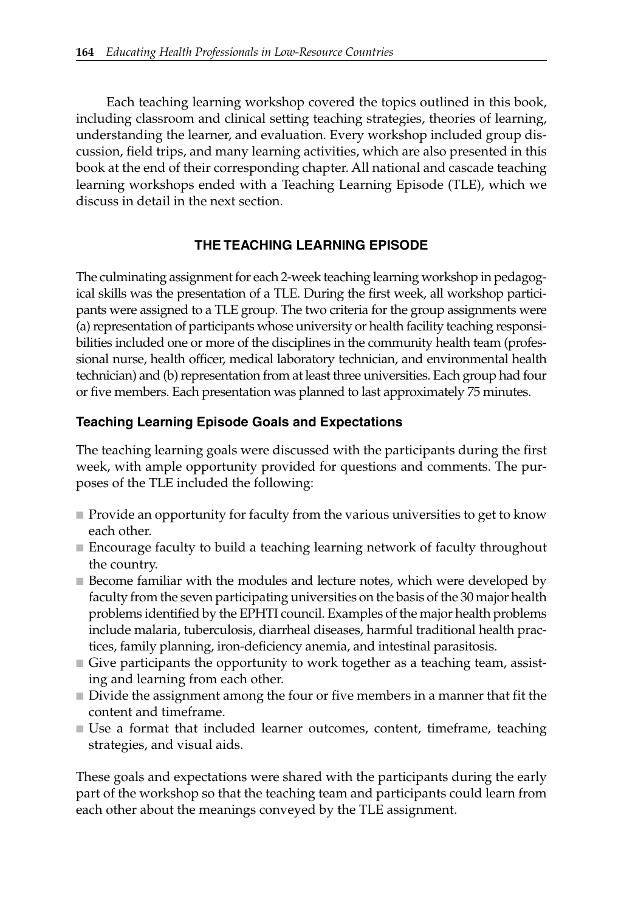Each teaching learning workshop covered the topics outlined in this book, including classroom and clinical setting teaching strategies, theories of learning, understanding the learner, and evaluation. Every workshop included group discussion, field trips, and many learning activities, which are also presented in this book at the end of their corresponding chapter. All national and cascade teaching learning workshops ended with a Teaching Learning Episode (TLE), which we discuss in detail in the next section.

## THE TEACHING LEARNING EPISODE

The culminating assignment for each 2-week teaching learning workshop in pedagogical skills was the presentation of a TLE. During the first week, all workshop participants were assigned to a TLE group. The two criteria for the group assignments were (a) representation of participants whose university or health facility teaching responsibilities included one or more of the disciplines in the community health team (professional nurse, health officer, medical laboratory technician, and environmental health technician) and (b) representation from at least three universities. Each group had four or five members. Each presentation was planned to last approximately 75 minutes.

### Teaching Learning Episode Goals and Expectations

The teaching learning goals were discussed with the participants during the first week, with ample opportunity provided for questions and comments. The purposes of the TLE included the following:

- Provide an opportunity for faculty from the various universities to get to know each other.
- Encourage faculty to build a teaching learning network of faculty throughout the country.
- Become familiar with the modules and lecture notes, which were developed by faculty from the seven participating universities on the basis of the 30 major health problems identified by the EPHTI council. Examples of the major health problems include malaria, tuberculosis, diarrheal diseases, harmful traditional health practices, family planning, iron-deficiency anemia, and intestinal parasitosis.
- Give participants the opportunity to work together as a teaching team, assisting and learning from each other.
- Divide the assignment among the four or five members in a manner that fit the content and timeframe.
- Use a format that included learner outcomes, content, timeframe, teaching strategies, and visual aids.

These goals and expectations were shared with the participants during the early part of the workshop so that the teaching team and participants could learn from each other about the meanings conveyed by the TLE assignment.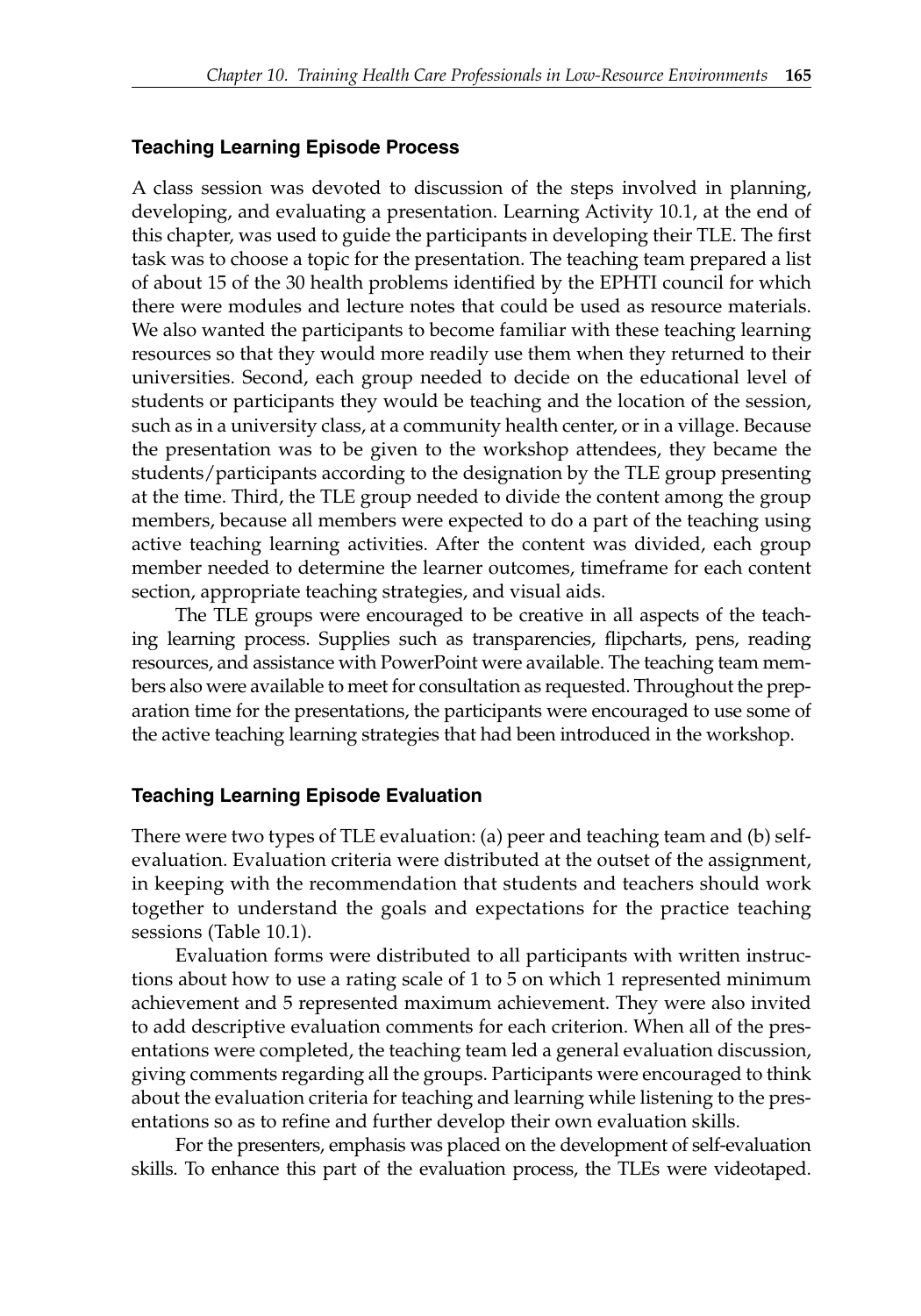### Teaching Learning Episode Process

A class session was devoted to discussion of the steps involved in planning, developing, and evaluating a presentation. Learning Activity 10.1, at the end of this chapter, was used to guide the participants in developing their TLE. The first task was to choose a topic for the presentation. The teaching team prepared a list of about 15 of the 30 health problems identified by the EPHTI council for which there were modules and lecture notes that could be used as resource materials. We also wanted the participants to become familiar with these teaching learning resources so that they would more readily use them when they returned to their universities. Second, each group needed to decide on the educational level of students or participants they would be teaching and the location of the session, such as in a university class, at a community health center, or in a village. Because the presentation was to be given to the workshop attendees, they became the students/participants according to the designation by the TLE group presenting at the time. Third, the TLE group needed to divide the content among the group members, because all members were expected to do a part of the teaching using active teaching learning activities. After the content was divided, each group member needed to determine the learner outcomes, timeframe for each content section, appropriate teaching strategies, and visual aids.

The TLE groups were encouraged to be creative in all aspects of the teaching learning process. Supplies such as transparencies, flipcharts, pens, reading resources, and assistance with PowerPoint were available. The teaching team members also were available to meet for consultation as requested. Throughout the preparation time for the presentations, the participants were encouraged to use some of the active teaching learning strategies that had been introduced in the workshop.

### Teaching Learning Episode Evaluation

There were two types of TLE evaluation: (a) peer and teaching team and (b) self-evaluation. Evaluation criteria were distributed at the outset of the assignment, in keeping with the recommendation that students and teachers should work together to understand the goals and expectations for the practice teaching sessions (Table 10.1).

Evaluation forms were distributed to all participants with written instructions about how to use a rating scale of 1 to 5 on which 1 represented minimum achievement and 5 represented maximum achievement. They were also invited to add descriptive evaluation comments for each criterion. When all of the presentations were completed, the teaching team led a general evaluation discussion, giving comments regarding all the groups. Participants were encouraged to think about the evaluation criteria for teaching and learning while listening to the presentations so as to refine and further develop their own evaluation skills.

For the presenters, emphasis was placed on the development of self-evaluation skills. To enhance this part of the evaluation process, the TLEs were videotaped.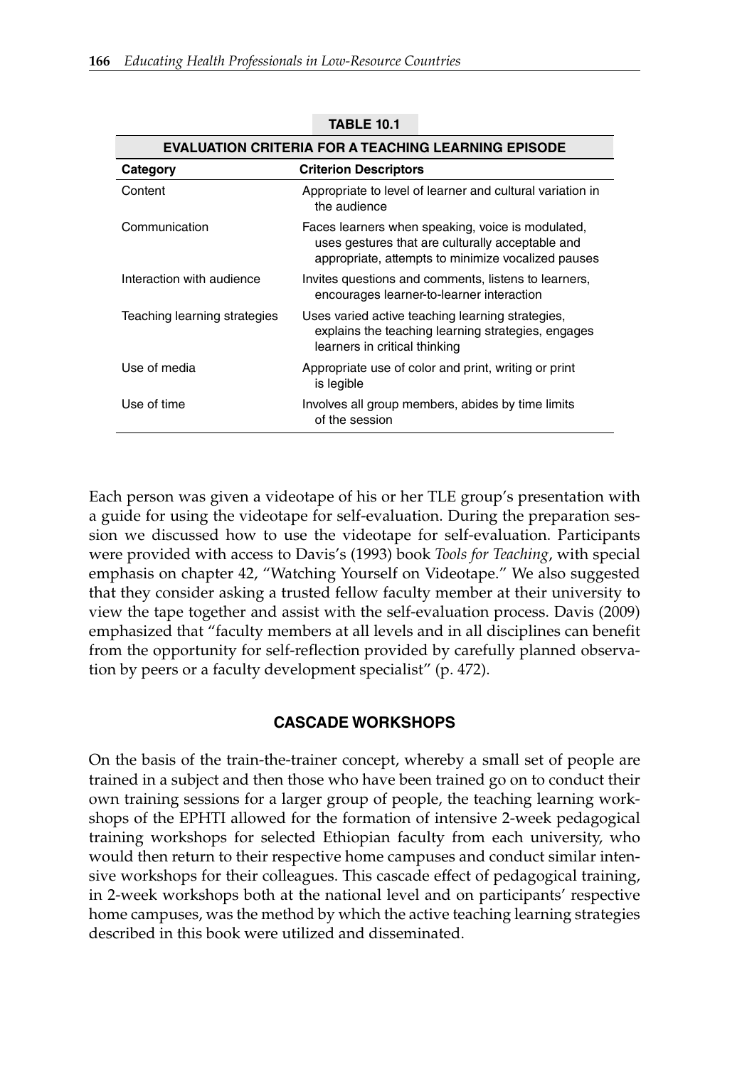**TABLE 10.1**

**EVALUATION CRITERIA FOR A TEACHING LEARNING EPISODE**

| Category | Criterion Descriptors |
|---|---|
| Content | Appropriate to level of learner and cultural variation in the audience |
| Communication | Faces learners when speaking, voice is modulated, uses gestures that are culturally acceptable and appropriate, attempts to minimize vocalized pauses |
| Interaction with audience | Invites questions and comments, listens to learners, encourages learner-to-learner interaction |
| Teaching learning strategies | Uses varied active teaching learning strategies, explains the teaching learning strategies, engages learners in critical thinking |
| Use of media | Appropriate use of color and print, writing or print is legible |
| Use of time | Involves all group members, abides by time limits of the session |

Each person was given a videotape of his or her TLE group's presentation with a guide for using the videotape for self-evaluation. During the preparation session we discussed how to use the videotape for self-evaluation. Participants were provided with access to Davis's (1993) book *Tools for Teaching*, with special emphasis on chapter 42, "Watching Yourself on Videotape." We also suggested that they consider asking a trusted fellow faculty member at their university to view the tape together and assist with the self-evaluation process. Davis (2009) emphasized that "faculty members at all levels and in all disciplines can benefit from the opportunity for self-reflection provided by carefully planned observation by peers or a faculty development specialist" (p. 472).

## CASCADE WORKSHOPS

On the basis of the train-the-trainer concept, whereby a small set of people are trained in a subject and then those who have been trained go on to conduct their own training sessions for a larger group of people, the teaching learning workshops of the EPHTI allowed for the formation of intensive 2-week pedagogical training workshops for selected Ethiopian faculty from each university, who would then return to their respective home campuses and conduct similar intensive workshops for their colleagues. This cascade effect of pedagogical training, in 2-week workshops both at the national level and on participants' respective home campuses, was the method by which the active teaching learning strategies described in this book were utilized and disseminated.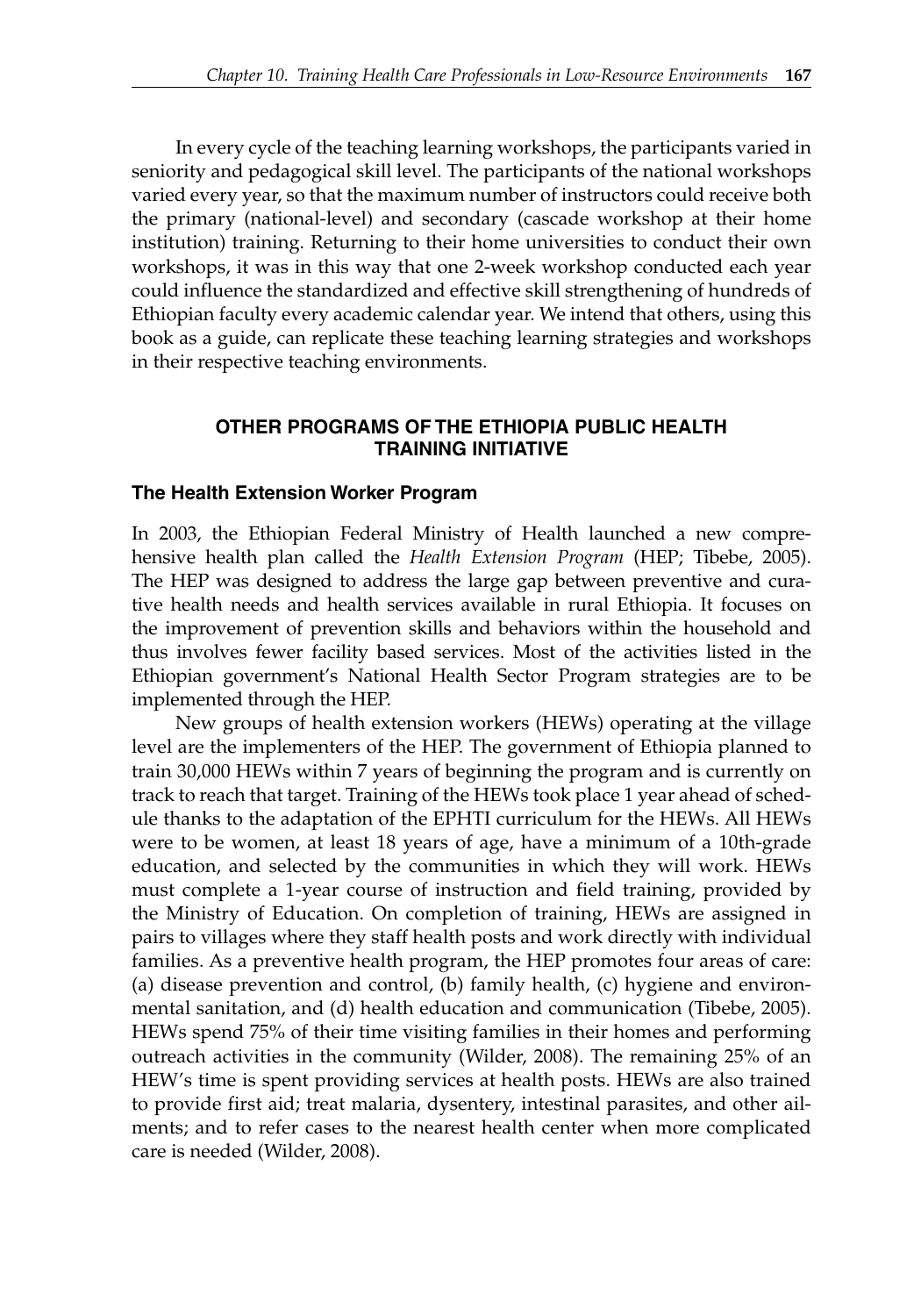In every cycle of the teaching learning workshops, the participants varied in seniority and pedagogical skill level. The participants of the national workshops varied every year, so that the maximum number of instructors could receive both the primary (national-level) and secondary (cascade workshop at their home institution) training. Returning to their home universities to conduct their own workshops, it was in this way that one 2-week workshop conducted each year could influence the standardized and effective skill strengthening of hundreds of Ethiopian faculty every academic calendar year. We intend that others, using this book as a guide, can replicate these teaching learning strategies and workshops in their respective teaching environments.

## OTHER PROGRAMS OF THE ETHIOPIA PUBLIC HEALTH TRAINING INITIATIVE

### The Health Extension Worker Program

In 2003, the Ethiopian Federal Ministry of Health launched a new comprehensive health plan called the *Health Extension Program* (HEP; Tibebe, 2005). The HEP was designed to address the large gap between preventive and curative health needs and health services available in rural Ethiopia. It focuses on the improvement of prevention skills and behaviors within the household and thus involves fewer facility based services. Most of the activities listed in the Ethiopian government's National Health Sector Program strategies are to be implemented through the HEP.

New groups of health extension workers (HEWs) operating at the village level are the implementers of the HEP. The government of Ethiopia planned to train 30,000 HEWs within 7 years of beginning the program and is currently on track to reach that target. Training of the HEWs took place 1 year ahead of schedule thanks to the adaptation of the EPHTI curriculum for the HEWs. All HEWs were to be women, at least 18 years of age, have a minimum of a 10th-grade education, and selected by the communities in which they will work. HEWs must complete a 1-year course of instruction and field training, provided by the Ministry of Education. On completion of training, HEWs are assigned in pairs to villages where they staff health posts and work directly with individual families. As a preventive health program, the HEP promotes four areas of care: (a) disease prevention and control, (b) family health, (c) hygiene and environmental sanitation, and (d) health education and communication (Tibebe, 2005). HEWs spend 75% of their time visiting families in their homes and performing outreach activities in the community (Wilder, 2008). The remaining 25% of an HEW's time is spent providing services at health posts. HEWs are also trained to provide first aid; treat malaria, dysentery, intestinal parasites, and other ailments; and to refer cases to the nearest health center when more complicated care is needed (Wilder, 2008).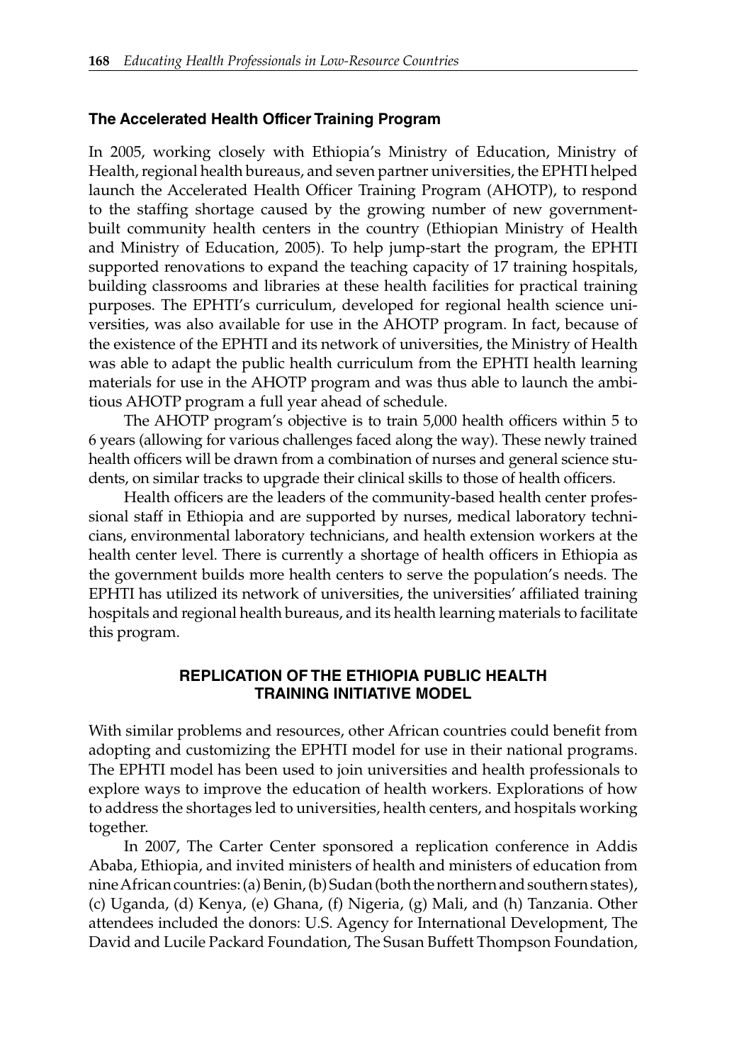### The Accelerated Health Officer Training Program

In 2005, working closely with Ethiopia's Ministry of Education, Ministry of Health, regional health bureaus, and seven partner universities, the EPHTI helped launch the Accelerated Health Officer Training Program (AHOTP), to respond to the staffing shortage caused by the growing number of new government-built community health centers in the country (Ethiopian Ministry of Health and Ministry of Education, 2005). To help jump-start the program, the EPHTI supported renovations to expand the teaching capacity of 17 training hospitals, building classrooms and libraries at these health facilities for practical training purposes. The EPHTI's curriculum, developed for regional health science universities, was also available for use in the AHOTP program. In fact, because of the existence of the EPHTI and its network of universities, the Ministry of Health was able to adapt the public health curriculum from the EPHTI health learning materials for use in the AHOTP program and was thus able to launch the ambitious AHOTP program a full year ahead of schedule.

The AHOTP program's objective is to train 5,000 health officers within 5 to 6 years (allowing for various challenges faced along the way). These newly trained health officers will be drawn from a combination of nurses and general science students, on similar tracks to upgrade their clinical skills to those of health officers.

Health officers are the leaders of the community-based health center professional staff in Ethiopia and are supported by nurses, medical laboratory technicians, environmental laboratory technicians, and health extension workers at the health center level. There is currently a shortage of health officers in Ethiopia as the government builds more health centers to serve the population's needs. The EPHTI has utilized its network of universities, the universities' affiliated training hospitals and regional health bureaus, and its health learning materials to facilitate this program.

## REPLICATION OF THE ETHIOPIA PUBLIC HEALTH TRAINING INITIATIVE MODEL

With similar problems and resources, other African countries could benefit from adopting and customizing the EPHTI model for use in their national programs. The EPHTI model has been used to join universities and health professionals to explore ways to improve the education of health workers. Explorations of how to address the shortages led to universities, health centers, and hospitals working together.

In 2007, The Carter Center sponsored a replication conference in Addis Ababa, Ethiopia, and invited ministers of health and ministers of education from nine African countries: (a) Benin, (b) Sudan (both the northern and southern states), (c) Uganda, (d) Kenya, (e) Ghana, (f) Nigeria, (g) Mali, and (h) Tanzania. Other attendees included the donors: U.S. Agency for International Development, The David and Lucile Packard Foundation, The Susan Buffett Thompson Foundation,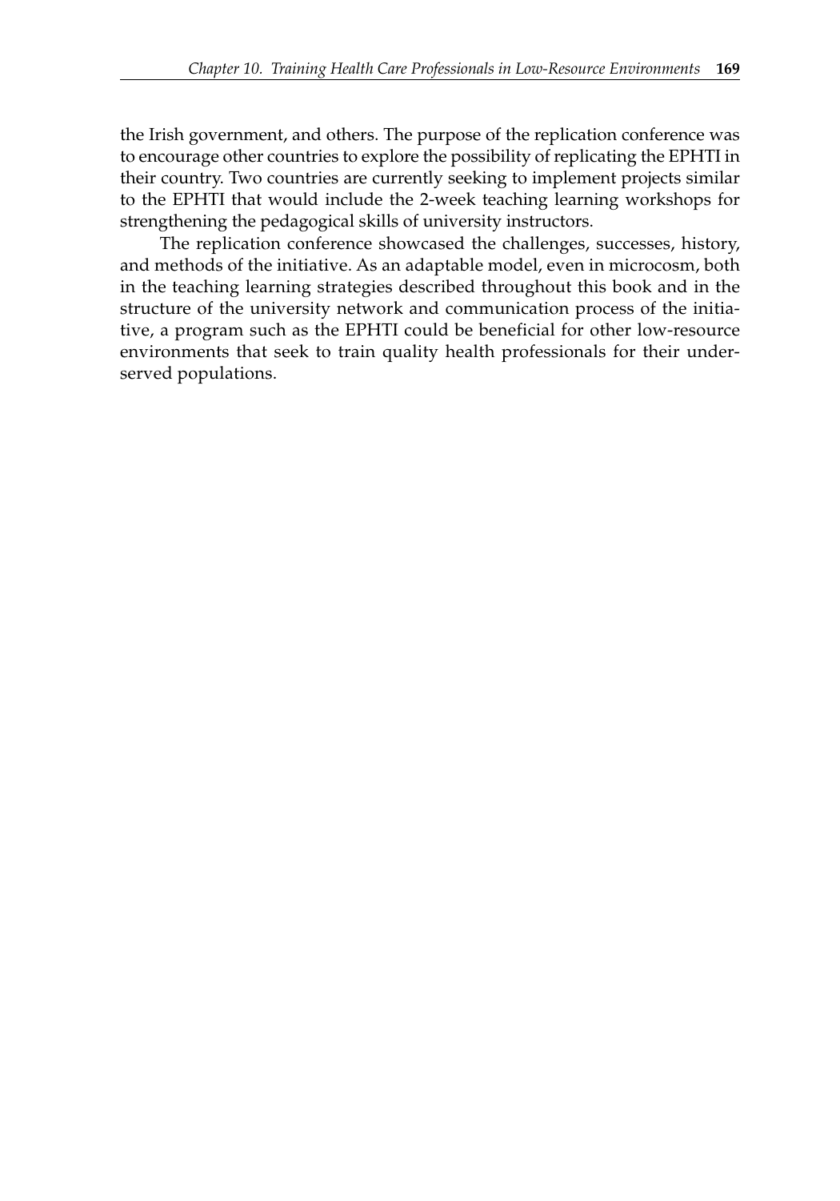the Irish government, and others. The purpose of the replication conference was to encourage other countries to explore the possibility of replicating the EPHTI in their country. Two countries are currently seeking to implement projects similar to the EPHTI that would include the 2-week teaching learning workshops for strengthening the pedagogical skills of university instructors.

The replication conference showcased the challenges, successes, history, and methods of the initiative. As an adaptable model, even in microcosm, both in the teaching learning strategies described throughout this book and in the structure of the university network and communication process of the initiative, a program such as the EPHTI could be beneficial for other low-resource environments that seek to train quality health professionals for their underserved populations.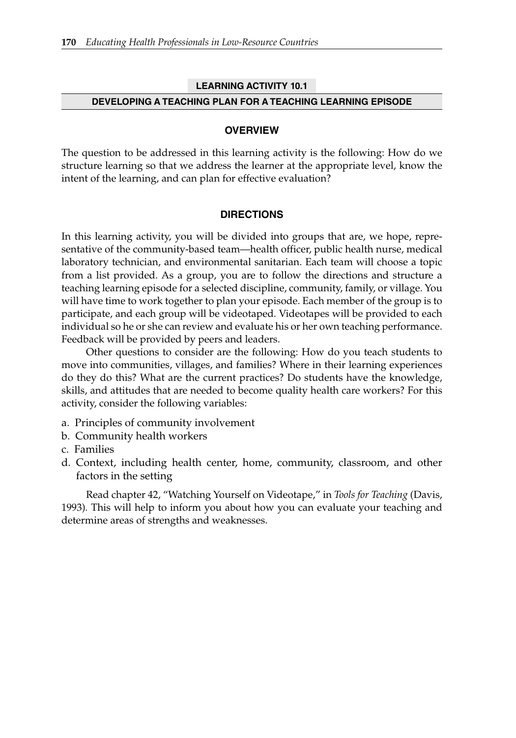## LEARNING ACTIVITY 10.1

### DEVELOPING A TEACHING PLAN FOR A TEACHING LEARNING EPISODE

#### OVERVIEW

The question to be addressed in this learning activity is the following: How do we structure learning so that we address the learner at the appropriate level, know the intent of the learning, and can plan for effective evaluation?

#### DIRECTIONS

In this learning activity, you will be divided into groups that are, we hope, representative of the community-based team—health officer, public health nurse, medical laboratory technician, and environmental sanitarian. Each team will choose a topic from a list provided. As a group, you are to follow the directions and structure a teaching learning episode for a selected discipline, community, family, or village. You will have time to work together to plan your episode. Each member of the group is to participate, and each group will be videotaped. Videotapes will be provided to each individual so he or she can review and evaluate his or her own teaching performance. Feedback will be provided by peers and leaders.

Other questions to consider are the following: How do you teach students to move into communities, villages, and families? Where in their learning experiences do they do this? What are the current practices? Do students have the knowledge, skills, and attitudes that are needed to become quality health care workers? For this activity, consider the following variables:

a. Principles of community involvement
b. Community health workers
c. Families
d. Context, including health center, home, community, classroom, and other factors in the setting

Read chapter 42, "Watching Yourself on Videotape," in *Tools for Teaching* (Davis, 1993). This will help to inform you about how you can evaluate your teaching and determine areas of strengths and weaknesses.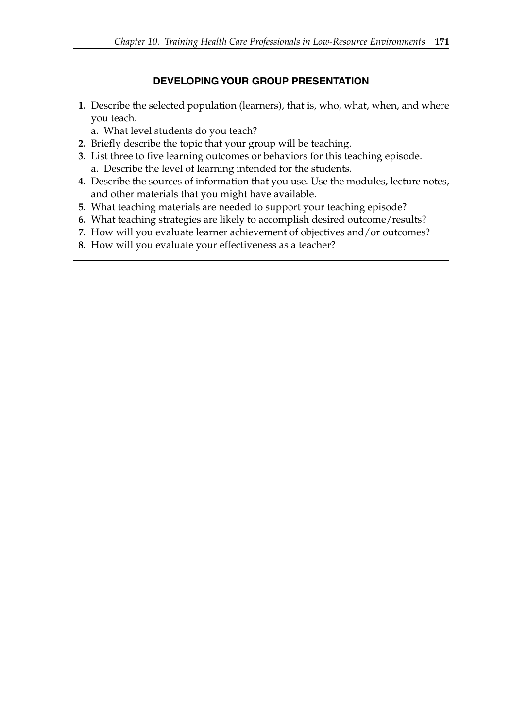## DEVELOPING YOUR GROUP PRESENTATION

1. Describe the selected population (learners), that is, who, what, when, and where you teach.
   a. What level students do you teach?
2. Briefly describe the topic that your group will be teaching.
3. List three to five learning outcomes or behaviors for this teaching episode.
   a. Describe the level of learning intended for the students.
4. Describe the sources of information that you use. Use the modules, lecture notes, and other materials that you might have available.
5. What teaching materials are needed to support your teaching episode?
6. What teaching strategies are likely to accomplish desired outcome/results?
7. How will you evaluate learner achievement of objectives and/or outcomes?
8. How will you evaluate your effectiveness as a teacher?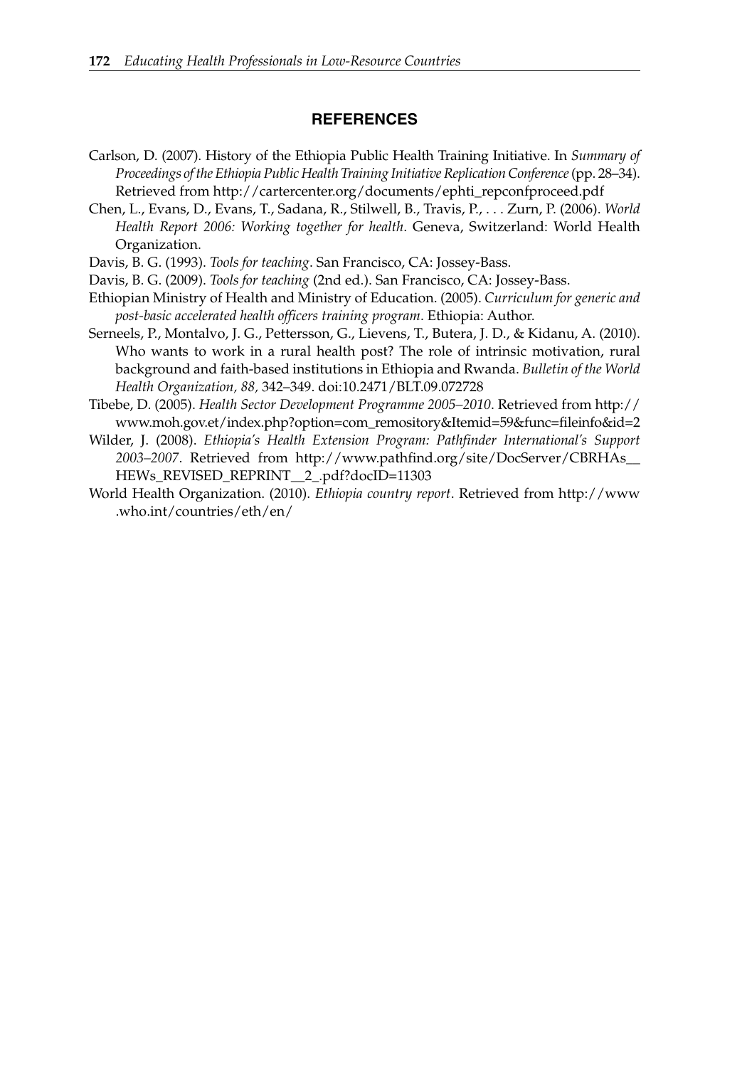## REFERENCES

Carlson, D. (2007). History of the Ethiopia Public Health Training Initiative. In *Summary of Proceedings of the Ethiopia Public Health Training Initiative Replication Conference* (pp. 28–34). Retrieved from http://cartercenter.org/documents/ephti_repconfproceed.pdf

Chen, L., Evans, D., Evans, T., Sadana, R., Stilwell, B., Travis, P., . . . Zurn, P. (2006). *World Health Report 2006: Working together for health*. Geneva, Switzerland: World Health Organization.

Davis, B. G. (1993). *Tools for teaching*. San Francisco, CA: Jossey-Bass.

Davis, B. G. (2009). *Tools for teaching* (2nd ed.). San Francisco, CA: Jossey-Bass.

Ethiopian Ministry of Health and Ministry of Education. (2005). *Curriculum for generic and post-basic accelerated health officers training program*. Ethiopia: Author.

Serneels, P., Montalvo, J. G., Pettersson, G., Lievens, T., Butera, J. D., & Kidanu, A. (2010). Who wants to work in a rural health post? The role of intrinsic motivation, rural background and faith-based institutions in Ethiopia and Rwanda. *Bulletin of the World Health Organization, 88,* 342–349. doi:10.2471/BLT.09.072728

Tibebe, D. (2005). *Health Sector Development Programme 2005–2010*. Retrieved from http://www.moh.gov.et/index.php?option=com_remository&Itemid=59&func=fileinfo&id=2

Wilder, J. (2008). *Ethiopia's Health Extension Program: Pathfinder International's Support 2003–2007*. Retrieved from http://www.pathfind.org/site/DocServer/CBRHAs__HEWs_REVISED_REPRINT__2_.pdf?docID=11303

World Health Organization. (2010). *Ethiopia country report*. Retrieved from http://www.who.int/countries/eth/en/